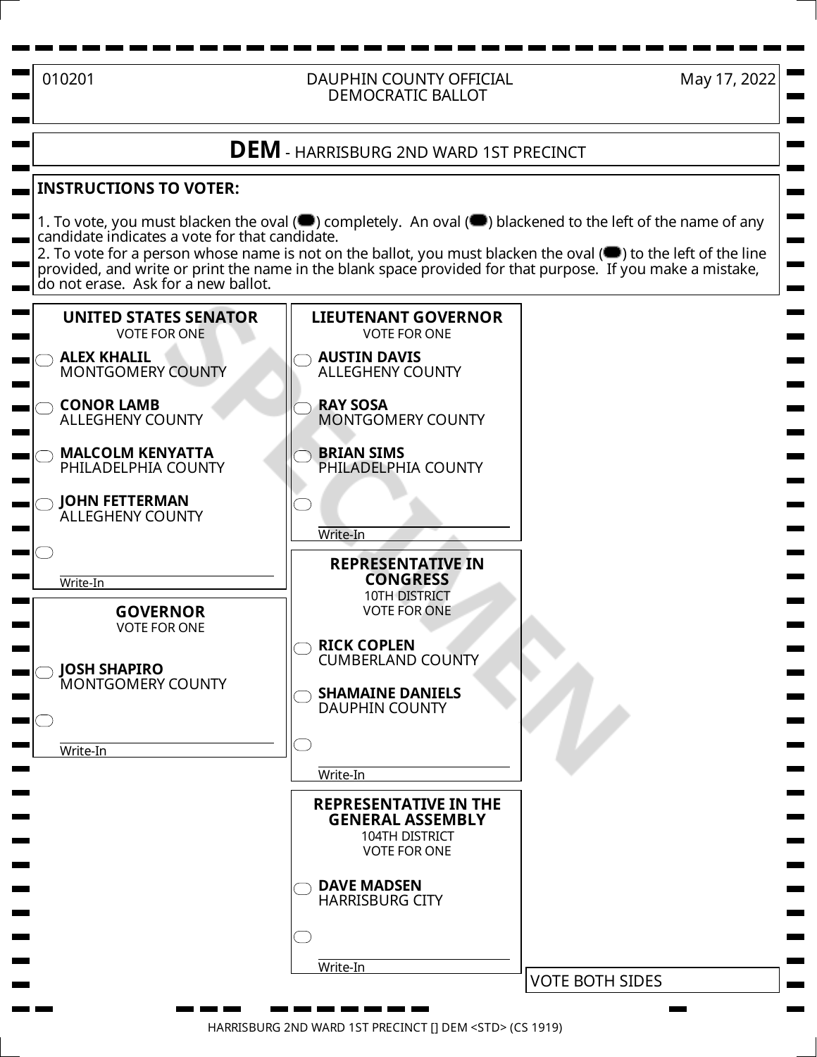010201 DAUPHIN COUNTY OFFICIAL DEMOCRATIC BALLOT May 17, 2022

# DEM - HARRISBURG 2ND WARD 1ST PRECINCT

**INSTRUCTIONS TO VOTER:**

1. To vote, you must blacken the oval (⬬) completely. An oval (⬬) blackened to the left of the name of any candidate indicates a vote for that candidate.
2. To vote for a person whose name is not on the ballot, you must blacken the oval (⬬) to the left of the line provided, and write or print the name in the blank space provided for that purpose. If you make a mistake, do not erase. Ask for a new ballot.

## UNITED STATES SENATOR
VOTE FOR ONE

- ⬭ **ALEX KHALIL** MONTGOMERY COUNTY
- ⬭ **CONOR LAMB** ALLEGHENY COUNTY
- ⬭ **MALCOLM KENYATTA** PHILADELPHIA COUNTY
- ⬭ **JOHN FETTERMAN** ALLEGHENY COUNTY
- ⬭ ____________ Write-In

## GOVERNOR
VOTE FOR ONE

- ⬭ **JOSH SHAPIRO** MONTGOMERY COUNTY
- ⬭ ____________ Write-In

## LIEUTENANT GOVERNOR
VOTE FOR ONE

- ⬭ **AUSTIN DAVIS** ALLEGHENY COUNTY
- ⬭ **RAY SOSA** MONTGOMERY COUNTY
- ⬭ **BRIAN SIMS** PHILADELPHIA COUNTY
- ⬭ ____________ Write-In

## REPRESENTATIVE IN CONGRESS
10TH DISTRICT
VOTE FOR ONE

- ⬭ **RICK COPLEN** CUMBERLAND COUNTY
- ⬭ **SHAMAINE DANIELS** DAUPHIN COUNTY
- ⬭ ____________ Write-In

## REPRESENTATIVE IN THE GENERAL ASSEMBLY
104TH DISTRICT
VOTE FOR ONE

- ⬭ **DAVE MADSEN** HARRISBURG CITY
- ⬭ ____________ Write-In

VOTE BOTH SIDES

HARRISBURG 2ND WARD 1ST PRECINCT [] DEM <STD> (CS 1919)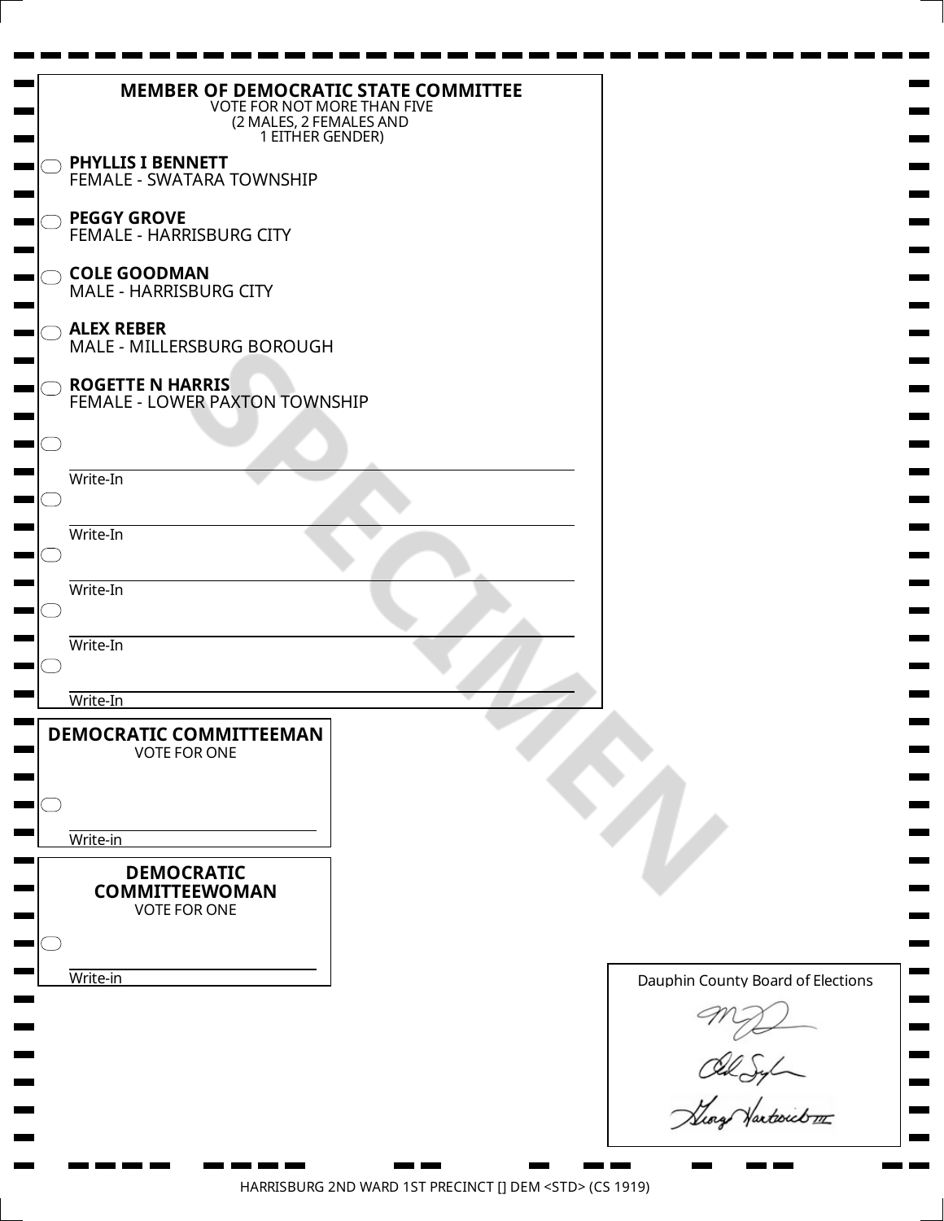## MEMBER OF DEMOCRATIC STATE COMMITTEE

VOTE FOR NOT MORE THAN FIVE
(2 MALES, 2 FEMALES AND
1 EITHER GENDER)

- ⬭ **PHYLLIS I BENNETT**
  FEMALE - SWATARA TOWNSHIP
- ⬭ **PEGGY GROVE**
  FEMALE - HARRISBURG CITY
- ⬭ **COLE GOODMAN**
  MALE - HARRISBURG CITY
- ⬭ **ALEX REBER**
  MALE - MILLERSBURG BOROUGH
- ⬭ **ROGETTE N HARRIS**
  FEMALE - LOWER PAXTON TOWNSHIP
- ⬭ ______________________
  Write-In
- ⬭ ______________________
  Write-In
- ⬭ ______________________
  Write-In
- ⬭ ______________________
  Write-In
- ⬭ ______________________
  Write-In

## DEMOCRATIC COMMITTEEMAN

VOTE FOR ONE

- ⬭ ______________________
  Write-in

## DEMOCRATIC COMMITTEEWOMAN

VOTE FOR ONE

- ⬭ ______________________
  Write-in

SPECIMEN

Dauphin County Board of Elections

HARRISBURG 2ND WARD 1ST PRECINCT [] DEM <STD> (CS 1919)